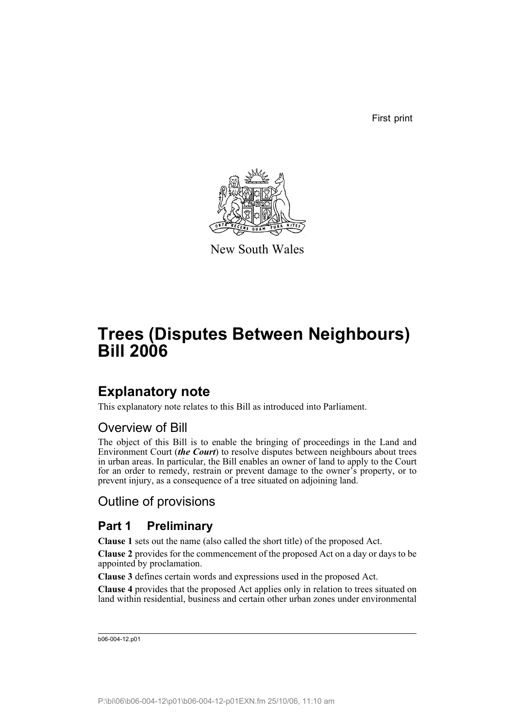First print

New South Wales

# Trees (Disputes Between Neighbours) Bill 2006

## Explanatory note

This explanatory note relates to this Bill as introduced into Parliament.

### Overview of Bill

The object of this Bill is to enable the bringing of proceedings in the Land and Environment Court (***the Court***) to resolve disputes between neighbours about trees in urban areas. In particular, the Bill enables an owner of land to apply to the Court for an order to remedy, restrain or prevent damage to the owner's property, or to prevent injury, as a consequence of a tree situated on adjoining land.

### Outline of provisions

### Part 1 Preliminary

**Clause 1** sets out the name (also called the short title) of the proposed Act.

**Clause 2** provides for the commencement of the proposed Act on a day or days to be appointed by proclamation.

**Clause 3** defines certain words and expressions used in the proposed Act.

**Clause 4** provides that the proposed Act applies only in relation to trees situated on land within residential, business and certain other urban zones under environmental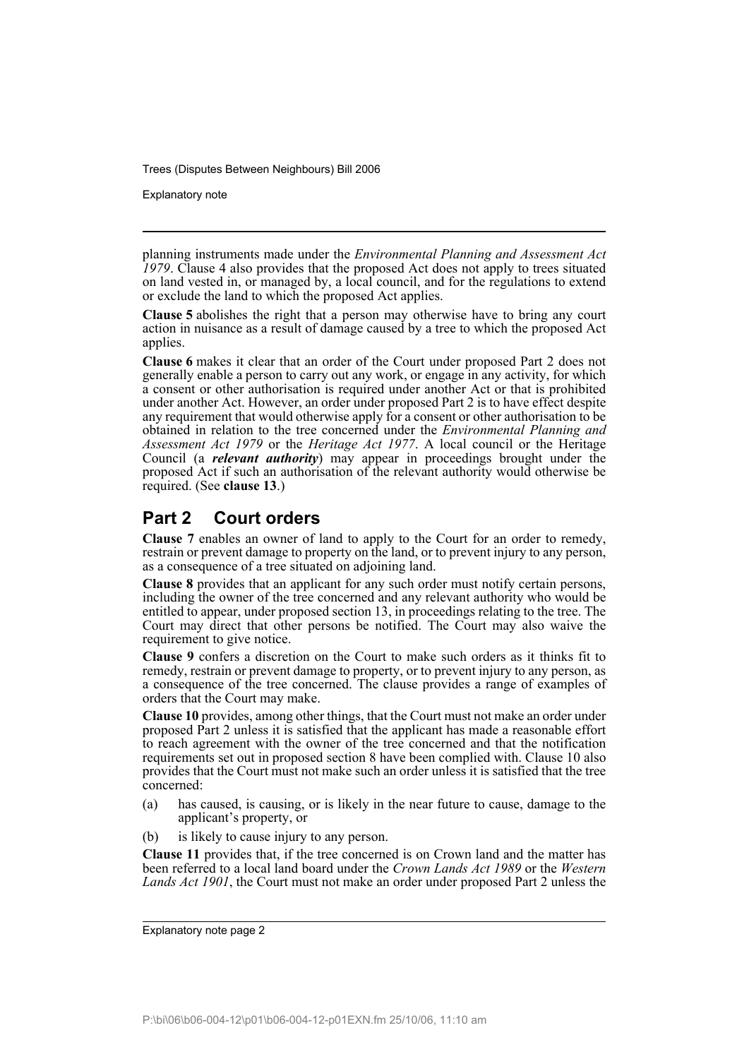planning instruments made under the *Environmental Planning and Assessment Act 1979*. Clause 4 also provides that the proposed Act does not apply to trees situated on land vested in, or managed by, a local council, and for the regulations to extend or exclude the land to which the proposed Act applies.

**Clause 5** abolishes the right that a person may otherwise have to bring any court action in nuisance as a result of damage caused by a tree to which the proposed Act applies.

**Clause 6** makes it clear that an order of the Court under proposed Part 2 does not generally enable a person to carry out any work, or engage in any activity, for which a consent or other authorisation is required under another Act or that is prohibited under another Act. However, an order under proposed Part 2 is to have effect despite any requirement that would otherwise apply for a consent or other authorisation to be obtained in relation to the tree concerned under the *Environmental Planning and Assessment Act 1979* or the *Heritage Act 1977*. A local council or the Heritage Council (a ***relevant authority***) may appear in proceedings brought under the proposed Act if such an authorisation of the relevant authority would otherwise be required. (See **clause 13**.)

## Part 2 Court orders

**Clause 7** enables an owner of land to apply to the Court for an order to remedy, restrain or prevent damage to property on the land, or to prevent injury to any person, as a consequence of a tree situated on adjoining land.

**Clause 8** provides that an applicant for any such order must notify certain persons, including the owner of the tree concerned and any relevant authority who would be entitled to appear, under proposed section 13, in proceedings relating to the tree. The Court may direct that other persons be notified. The Court may also waive the requirement to give notice.

**Clause 9** confers a discretion on the Court to make such orders as it thinks fit to remedy, restrain or prevent damage to property, or to prevent injury to any person, as a consequence of the tree concerned. The clause provides a range of examples of orders that the Court may make.

**Clause 10** provides, among other things, that the Court must not make an order under proposed Part 2 unless it is satisfied that the applicant has made a reasonable effort to reach agreement with the owner of the tree concerned and that the notification requirements set out in proposed section 8 have been complied with. Clause 10 also provides that the Court must not make such an order unless it is satisfied that the tree concerned:

(a) has caused, is causing, or is likely in the near future to cause, damage to the applicant's property, or

(b) is likely to cause injury to any person.

**Clause 11** provides that, if the tree concerned is on Crown land and the matter has been referred to a local land board under the *Crown Lands Act 1989* or the *Western Lands Act 1901*, the Court must not make an order under proposed Part 2 unless the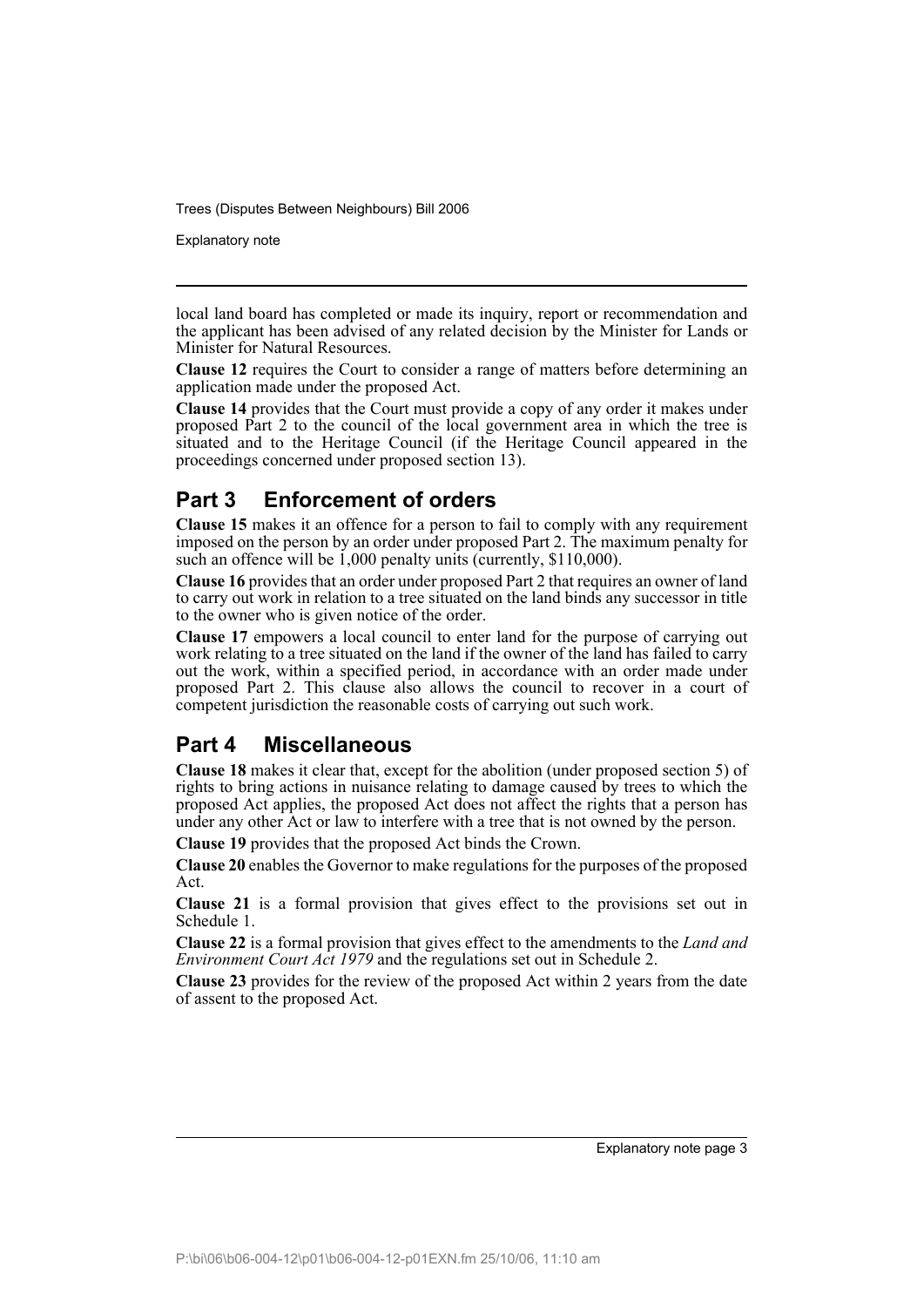local land board has completed or made its inquiry, report or recommendation and the applicant has been advised of any related decision by the Minister for Lands or Minister for Natural Resources.

**Clause 12** requires the Court to consider a range of matters before determining an application made under the proposed Act.

**Clause 14** provides that the Court must provide a copy of any order it makes under proposed Part 2 to the council of the local government area in which the tree is situated and to the Heritage Council (if the Heritage Council appeared in the proceedings concerned under proposed section 13).

## Part 3 Enforcement of orders

**Clause 15** makes it an offence for a person to fail to comply with any requirement imposed on the person by an order under proposed Part 2. The maximum penalty for such an offence will be 1,000 penalty units (currently, $110,000).

**Clause 16** provides that an order under proposed Part 2 that requires an owner of land to carry out work in relation to a tree situated on the land binds any successor in title to the owner who is given notice of the order.

**Clause 17** empowers a local council to enter land for the purpose of carrying out work relating to a tree situated on the land if the owner of the land has failed to carry out the work, within a specified period, in accordance with an order made under proposed Part 2. This clause also allows the council to recover in a court of competent jurisdiction the reasonable costs of carrying out such work.

## Part 4 Miscellaneous

**Clause 18** makes it clear that, except for the abolition (under proposed section 5) of rights to bring actions in nuisance relating to damage caused by trees to which the proposed Act applies, the proposed Act does not affect the rights that a person has under any other Act or law to interfere with a tree that is not owned by the person.

**Clause 19** provides that the proposed Act binds the Crown.

**Clause 20** enables the Governor to make regulations for the purposes of the proposed Act.

**Clause 21** is a formal provision that gives effect to the provisions set out in Schedule 1.

**Clause 22** is a formal provision that gives effect to the amendments to the *Land and Environment Court Act 1979* and the regulations set out in Schedule 2.

**Clause 23** provides for the review of the proposed Act within 2 years from the date of assent to the proposed Act.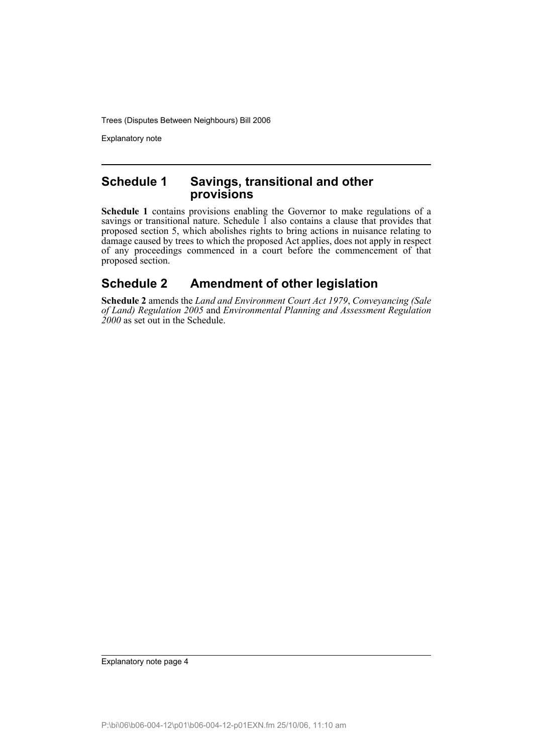## Schedule 1 Savings, transitional and other provisions

**Schedule 1** contains provisions enabling the Governor to make regulations of a savings or transitional nature. Schedule 1 also contains a clause that provides that proposed section 5, which abolishes rights to bring actions in nuisance relating to damage caused by trees to which the proposed Act applies, does not apply in respect of any proceedings commenced in a court before the commencement of that proposed section.

## Schedule 2 Amendment of other legislation

**Schedule 2** amends the *Land and Environment Court Act 1979*, *Conveyancing (Sale of Land) Regulation 2005* and *Environmental Planning and Assessment Regulation 2000* as set out in the Schedule.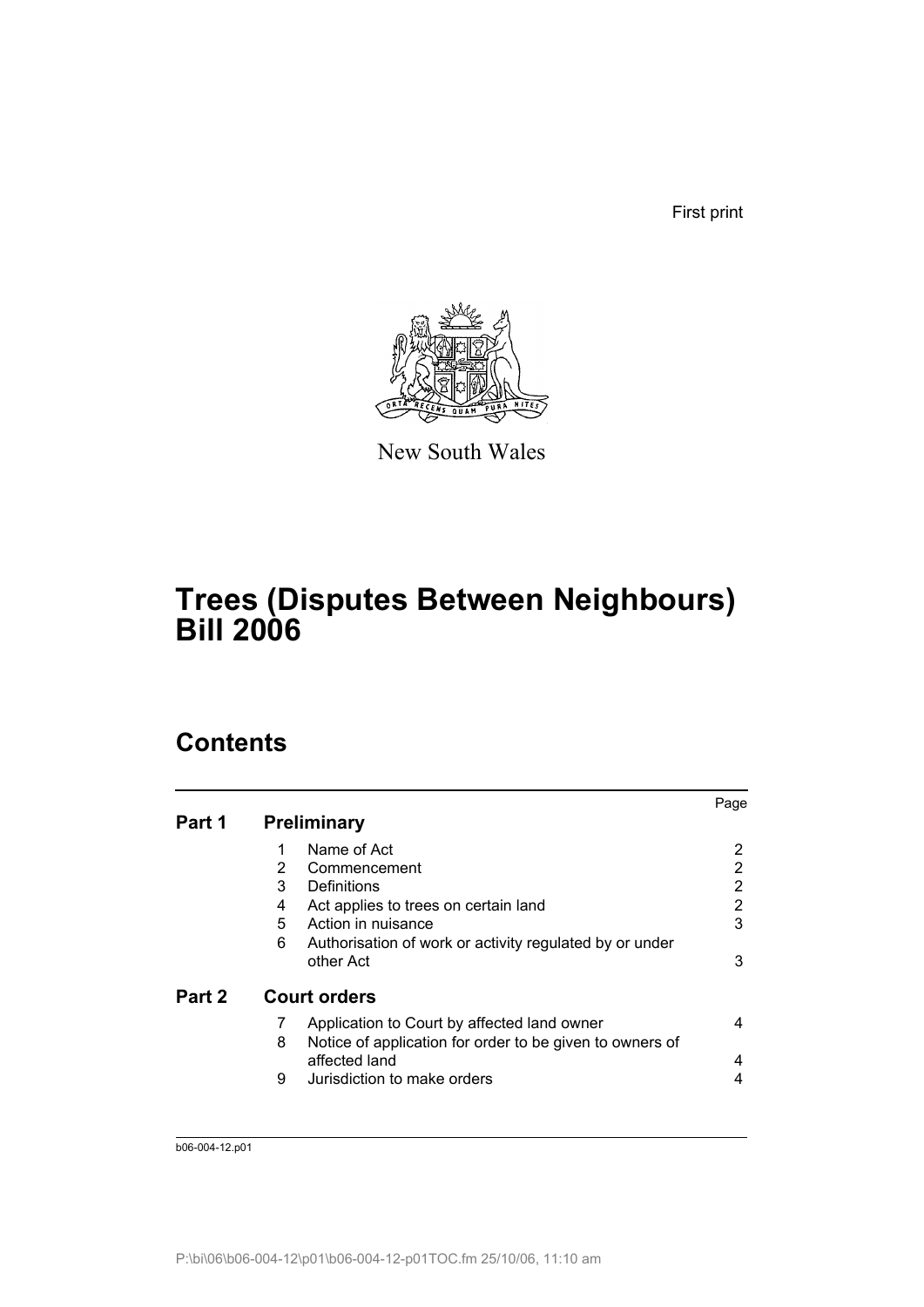First print

New South Wales

# Trees (Disputes Between Neighbours) Bill 2006

## Contents

| | | | Page |
|---|---|---|---|
| **Part 1** | **Preliminary** | | |
| | 1 | Name of Act | 2 |
| | 2 | Commencement | 2 |
| | 3 | Definitions | 2 |
| | 4 | Act applies to trees on certain land | 2 |
| | 5 | Action in nuisance | 3 |
| | 6 | Authorisation of work or activity regulated by or under other Act | 3 |
| **Part 2** | **Court orders** | | |
| | 7 | Application to Court by affected land owner | 4 |
| | 8 | Notice of application for order to be given to owners of affected land | 4 |
| | 9 | Jurisdiction to make orders | 4 |

b06-004-12.p01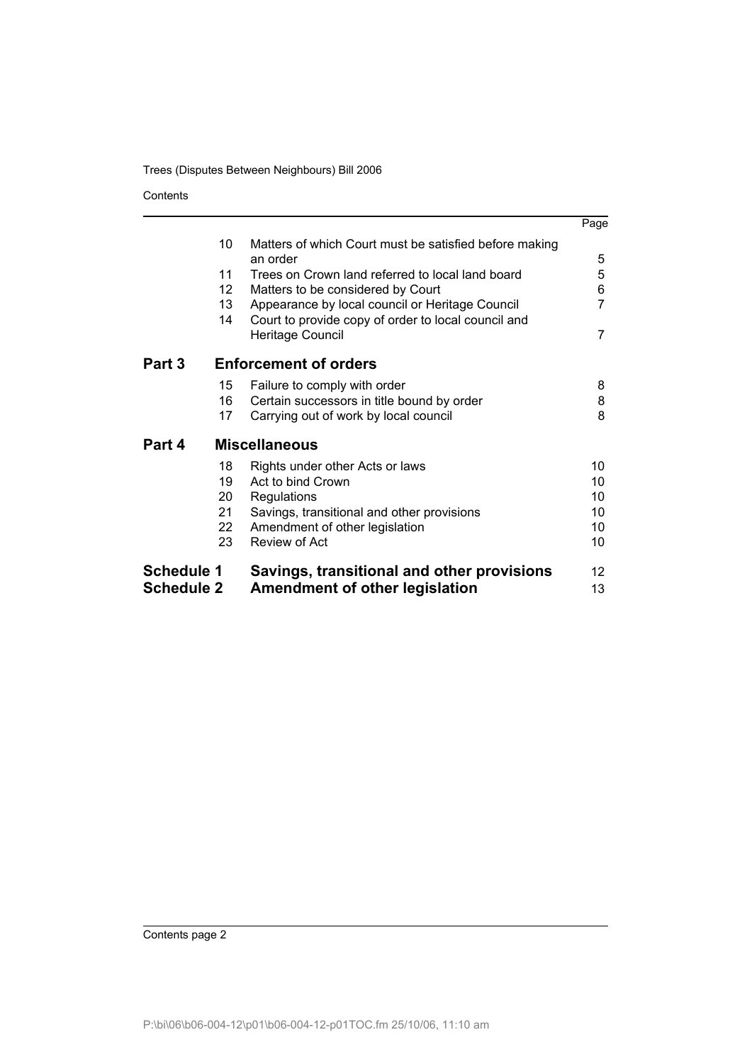| | | | Page |
|---|---|---|---|
| | 10 | Matters of which Court must be satisfied before making an order | 5 |
| | 11 | Trees on Crown land referred to local land board | 5 |
| | 12 | Matters to be considered by Court | 6 |
| | 13 | Appearance by local council or Heritage Council | 7 |
| | 14 | Court to provide copy of order to local council and Heritage Council | 7 |
| **Part 3** | | **Enforcement of orders** | |
| | 15 | Failure to comply with order | 8 |
| | 16 | Certain successors in title bound by order | 8 |
| | 17 | Carrying out of work by local council | 8 |
| **Part 4** | | **Miscellaneous** | |
| | 18 | Rights under other Acts or laws | 10 |
| | 19 | Act to bind Crown | 10 |
| | 20 | Regulations | 10 |
| | 21 | Savings, transitional and other provisions | 10 |
| | 22 | Amendment of other legislation | 10 |
| | 23 | Review of Act | 10 |
| **Schedule 1** | | **Savings, transitional and other provisions** | 12 |
| **Schedule 2** | | **Amendment of other legislation** | 13 |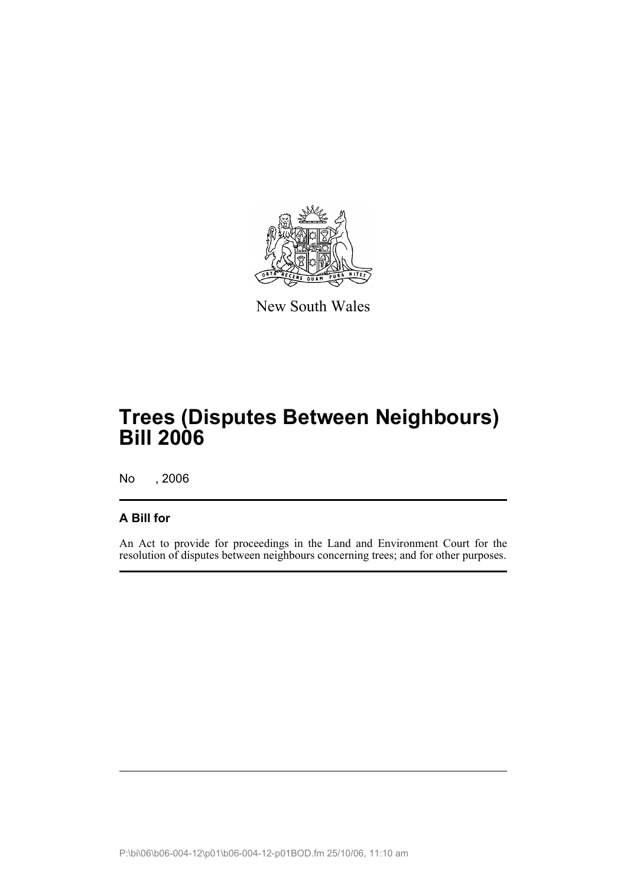New South Wales

# Trees (Disputes Between Neighbours) Bill 2006

No , 2006

## A Bill for

An Act to provide for proceedings in the Land and Environment Court for the resolution of disputes between neighbours concerning trees; and for other purposes.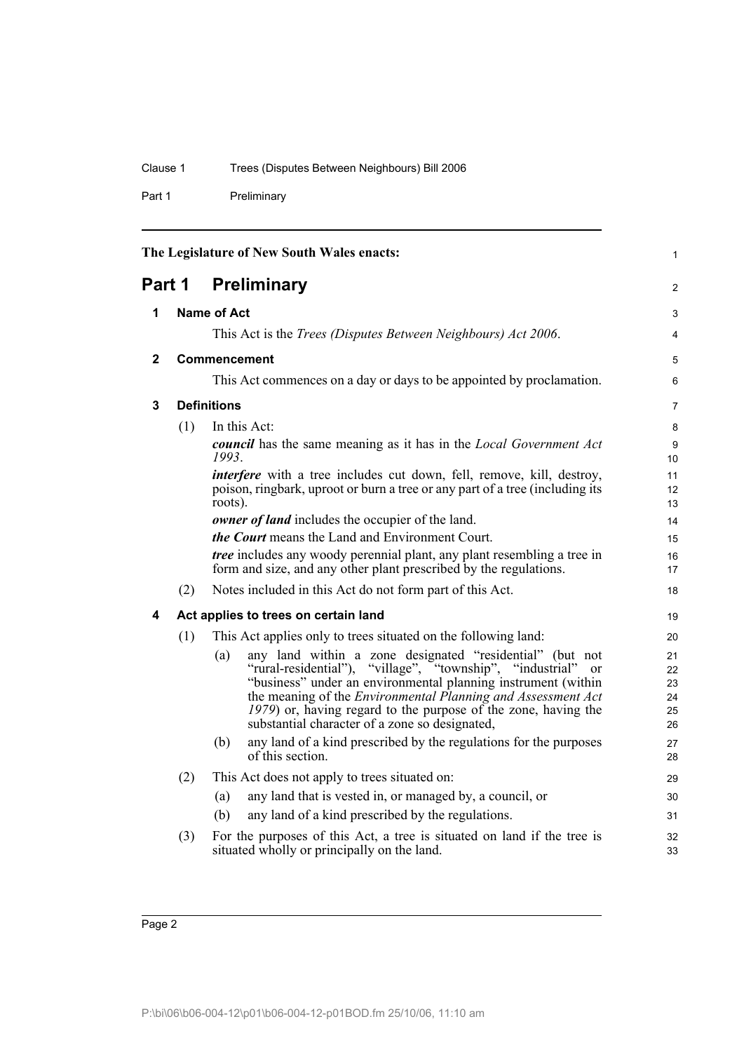The Legislature of New South Wales enacts:

# Part 1 Preliminary

## 1 Name of Act

This Act is the *Trees (Disputes Between Neighbours) Act 2006*.

## 2 Commencement

This Act commences on a day or days to be appointed by proclamation.

## 3 Definitions

(1) In this Act:

***council*** has the same meaning as it has in the *Local Government Act 1993*.

***interfere*** with a tree includes cut down, fell, remove, kill, destroy, poison, ringbark, uproot or burn a tree or any part of a tree (including its roots).

***owner of land*** includes the occupier of the land.

***the Court*** means the Land and Environment Court.

***tree*** includes any woody perennial plant, any plant resembling a tree in form and size, and any other plant prescribed by the regulations.

(2) Notes included in this Act do not form part of this Act.

## 4 Act applies to trees on certain land

(1) This Act applies only to trees situated on the following land:

(a) any land within a zone designated "residential" (but not "rural-residential"), "village", "township", "industrial" or "business" under an environmental planning instrument (within the meaning of the *Environmental Planning and Assessment Act 1979*) or, having regard to the purpose of the zone, having the substantial character of a zone so designated,

(b) any land of a kind prescribed by the regulations for the purposes of this section.

(2) This Act does not apply to trees situated on:

(a) any land that is vested in, or managed by, a council, or

(b) any land of a kind prescribed by the regulations.

(3) For the purposes of this Act, a tree is situated on land if the tree is situated wholly or principally on the land.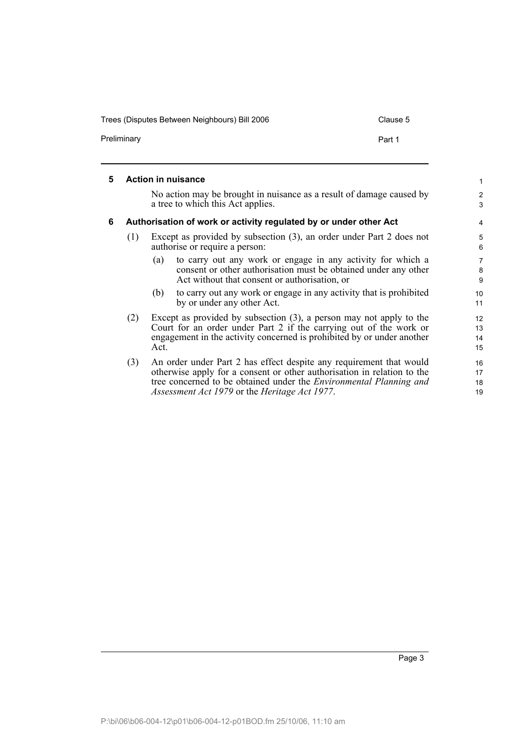## 5 Action in nuisance

No action may be brought in nuisance as a result of damage caused by a tree to which this Act applies.

## 6 Authorisation of work or activity regulated by or under other Act

(1) Except as provided by subsection (3), an order under Part 2 does not authorise or require a person:

(a) to carry out any work or engage in any activity for which a consent or other authorisation must be obtained under any other Act without that consent or authorisation, or

(b) to carry out any work or engage in any activity that is prohibited by or under any other Act.

(2) Except as provided by subsection (3), a person may not apply to the Court for an order under Part 2 if the carrying out of the work or engagement in the activity concerned is prohibited by or under another Act.

(3) An order under Part 2 has effect despite any requirement that would otherwise apply for a consent or other authorisation in relation to the tree concerned to be obtained under the *Environmental Planning and Assessment Act 1979* or the *Heritage Act 1977*.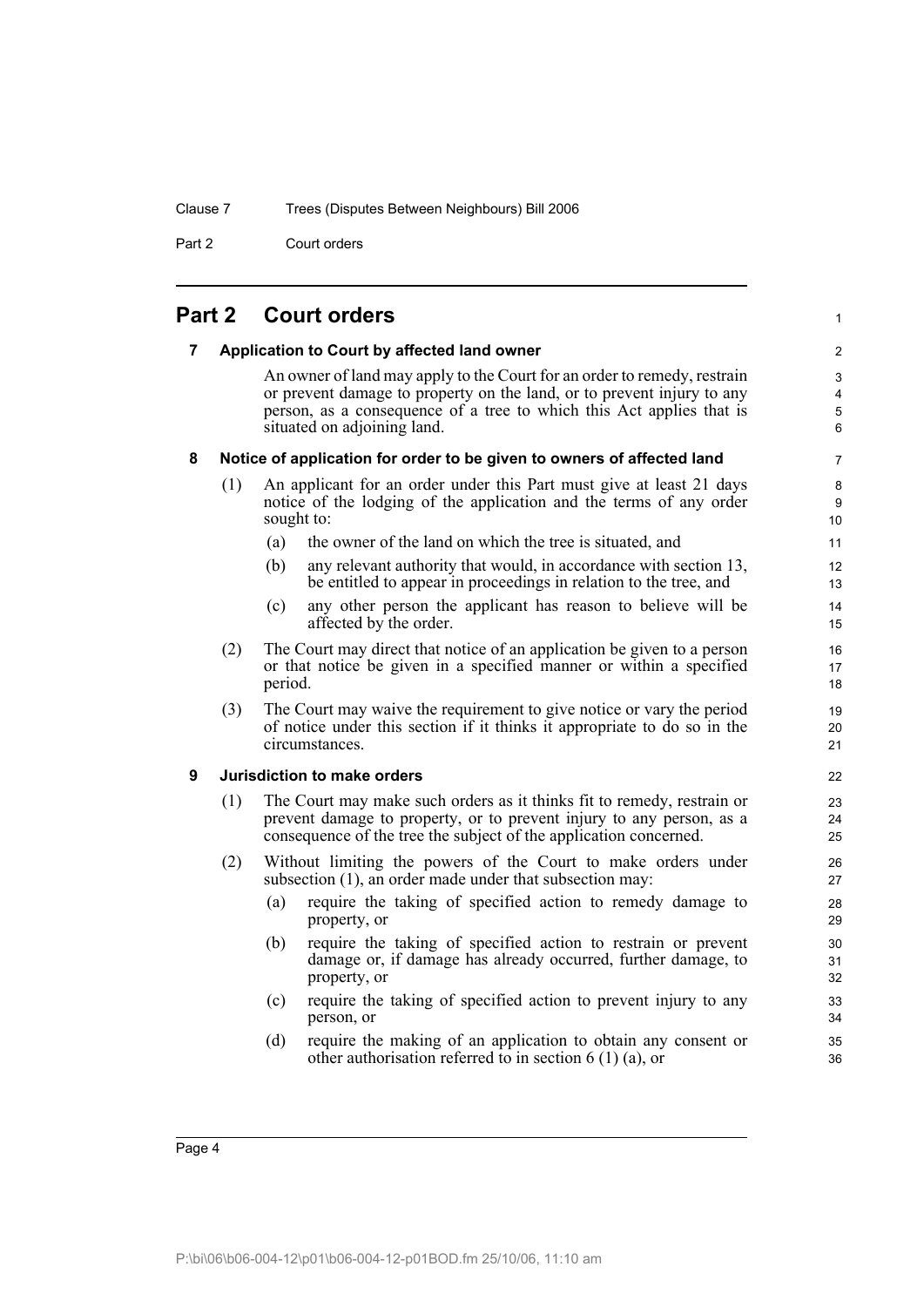# Part 2 Court orders

## 7 Application to Court by affected land owner

An owner of land may apply to the Court for an order to remedy, restrain or prevent damage to property on the land, or to prevent injury to any person, as a consequence of a tree to which this Act applies that is situated on adjoining land.

## 8 Notice of application for order to be given to owners of affected land

(1) An applicant for an order under this Part must give at least 21 days notice of the lodging of the application and the terms of any order sought to:

- (a) the owner of the land on which the tree is situated, and
- (b) any relevant authority that would, in accordance with section 13, be entitled to appear in proceedings in relation to the tree, and
- (c) any other person the applicant has reason to believe will be affected by the order.

(2) The Court may direct that notice of an application be given to a person or that notice be given in a specified manner or within a specified period.

(3) The Court may waive the requirement to give notice or vary the period of notice under this section if it thinks it appropriate to do so in the circumstances.

## 9 Jurisdiction to make orders

(1) The Court may make such orders as it thinks fit to remedy, restrain or prevent damage to property, or to prevent injury to any person, as a consequence of the tree the subject of the application concerned.

(2) Without limiting the powers of the Court to make orders under subsection (1), an order made under that subsection may:

- (a) require the taking of specified action to remedy damage to property, or
- (b) require the taking of specified action to restrain or prevent damage or, if damage has already occurred, further damage, to property, or
- (c) require the taking of specified action to prevent injury to any person, or
- (d) require the making of an application to obtain any consent or other authorisation referred to in section 6 (1) (a), or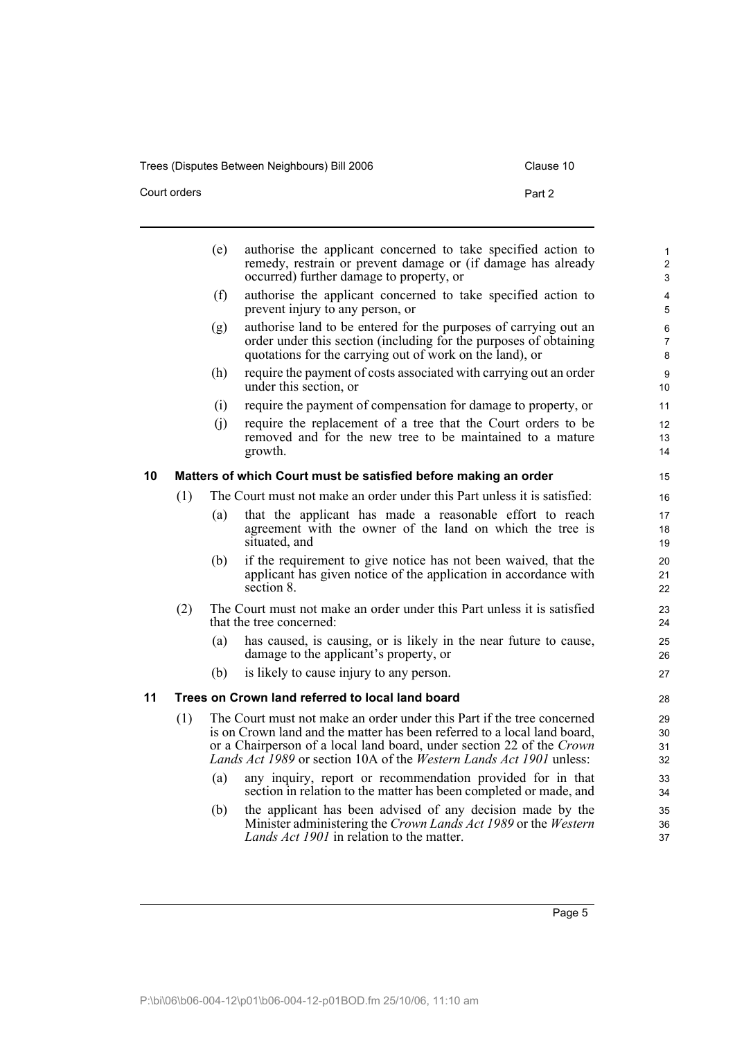(e) authorise the applicant concerned to take specified action to remedy, restrain or prevent damage or (if damage has already occurred) further damage to property, or

(f) authorise the applicant concerned to take specified action to prevent injury to any person, or

(g) authorise land to be entered for the purposes of carrying out an order under this section (including for the purposes of obtaining quotations for the carrying out of work on the land), or

(h) require the payment of costs associated with carrying out an order under this section, or

(i) require the payment of compensation for damage to property, or

(j) require the replacement of a tree that the Court orders to be removed and for the new tree to be maintained to a mature growth.

### 10 Matters of which Court must be satisfied before making an order

(1) The Court must not make an order under this Part unless it is satisfied:

(a) that the applicant has made a reasonable effort to reach agreement with the owner of the land on which the tree is situated, and

(b) if the requirement to give notice has not been waived, that the applicant has given notice of the application in accordance with section 8.

(2) The Court must not make an order under this Part unless it is satisfied that the tree concerned:

(a) has caused, is causing, or is likely in the near future to cause, damage to the applicant's property, or

(b) is likely to cause injury to any person.

### 11 Trees on Crown land referred to local land board

(1) The Court must not make an order under this Part if the tree concerned is on Crown land and the matter has been referred to a local land board, or a Chairperson of a local land board, under section 22 of the *Crown Lands Act 1989* or section 10A of the *Western Lands Act 1901* unless:

(a) any inquiry, report or recommendation provided for in that section in relation to the matter has been completed or made, and

(b) the applicant has been advised of any decision made by the Minister administering the *Crown Lands Act 1989* or the *Western Lands Act 1901* in relation to the matter.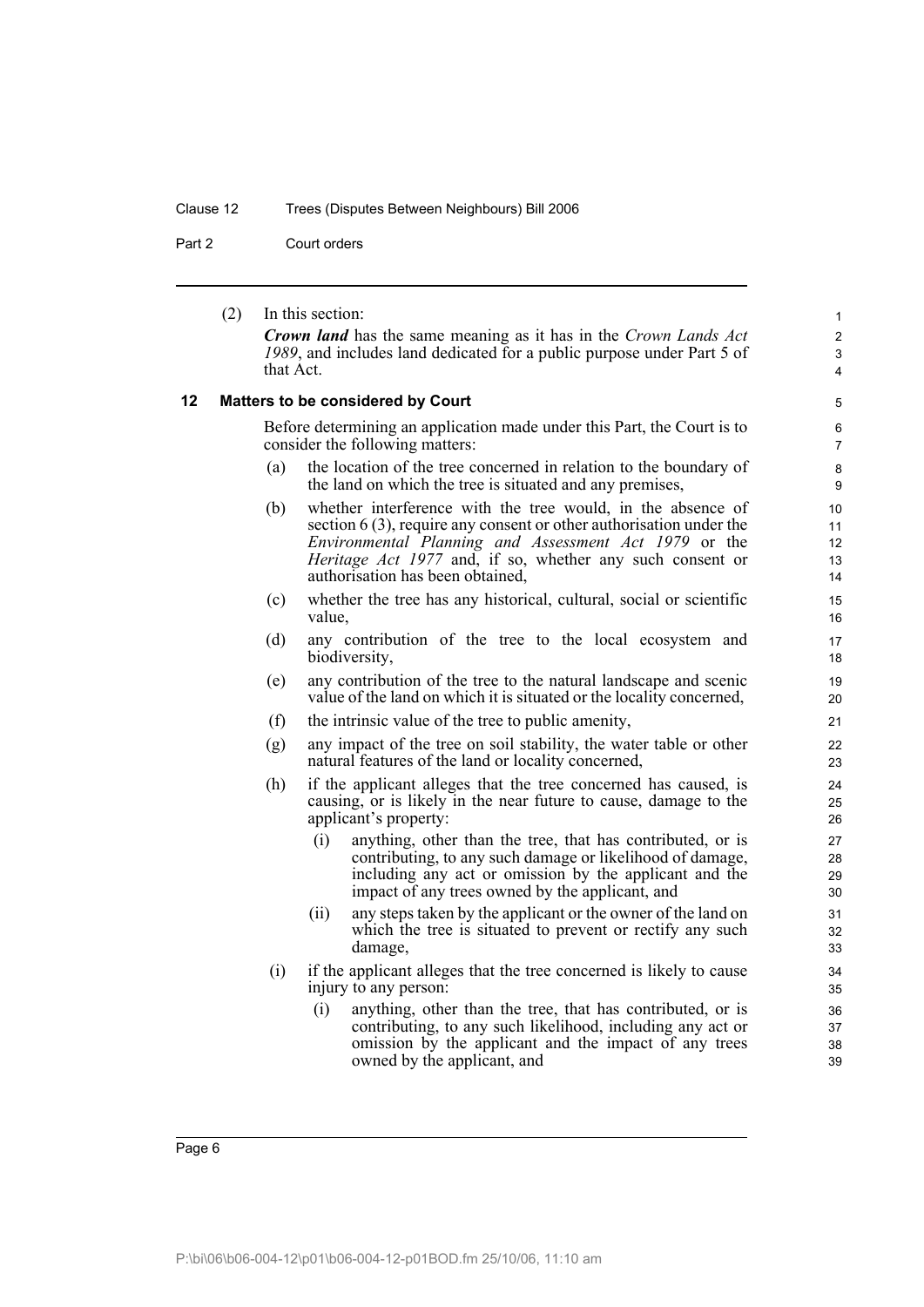(2) In this section:

***Crown land*** has the same meaning as it has in the *Crown Lands Act 1989*, and includes land dedicated for a public purpose under Part 5 of that Act.

## 12 Matters to be considered by Court

Before determining an application made under this Part, the Court is to consider the following matters:

(a) the location of the tree concerned in relation to the boundary of the land on which the tree is situated and any premises,

(b) whether interference with the tree would, in the absence of section 6 (3), require any consent or other authorisation under the *Environmental Planning and Assessment Act 1979* or the *Heritage Act 1977* and, if so, whether any such consent or authorisation has been obtained,

(c) whether the tree has any historical, cultural, social or scientific value,

(d) any contribution of the tree to the local ecosystem and biodiversity,

(e) any contribution of the tree to the natural landscape and scenic value of the land on which it is situated or the locality concerned,

(f) the intrinsic value of the tree to public amenity,

(g) any impact of the tree on soil stability, the water table or other natural features of the land or locality concerned,

(h) if the applicant alleges that the tree concerned has caused, is causing, or is likely in the near future to cause, damage to the applicant's property:

   (i) anything, other than the tree, that has contributed, or is contributing, to any such damage or likelihood of damage, including any act or omission by the applicant and the impact of any trees owned by the applicant, and

   (ii) any steps taken by the applicant or the owner of the land on which the tree is situated to prevent or rectify any such damage,

(i) if the applicant alleges that the tree concerned is likely to cause injury to any person:

   (i) anything, other than the tree, that has contributed, or is contributing, to any such likelihood, including any act or omission by the applicant and the impact of any trees owned by the applicant, and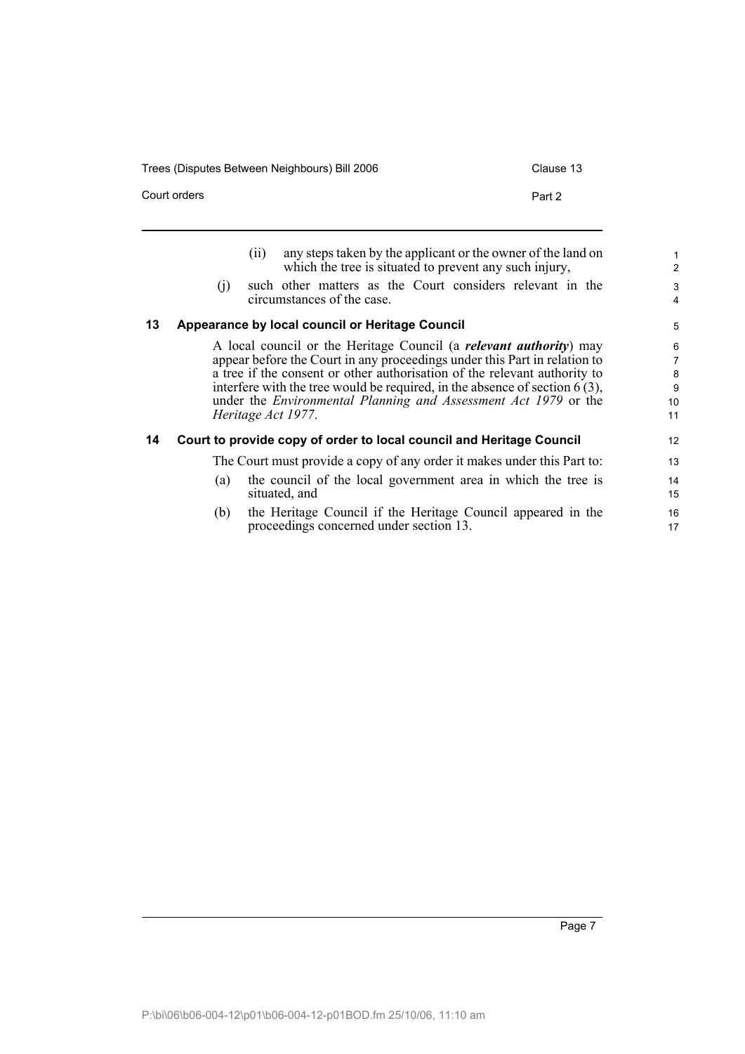(ii) any steps taken by the applicant or the owner of the land on which the tree is situated to prevent any such injury,

(j) such other matters as the Court considers relevant in the circumstances of the case.

## 13 Appearance by local council or Heritage Council

A local council or the Heritage Council (a ***relevant authority***) may appear before the Court in any proceedings under this Part in relation to a tree if the consent or other authorisation of the relevant authority to interfere with the tree would be required, in the absence of section 6 (3), under the *Environmental Planning and Assessment Act 1979* or the *Heritage Act 1977*.

## 14 Court to provide copy of order to local council and Heritage Council

The Court must provide a copy of any order it makes under this Part to:

(a) the council of the local government area in which the tree is situated, and

(b) the Heritage Council if the Heritage Council appeared in the proceedings concerned under section 13.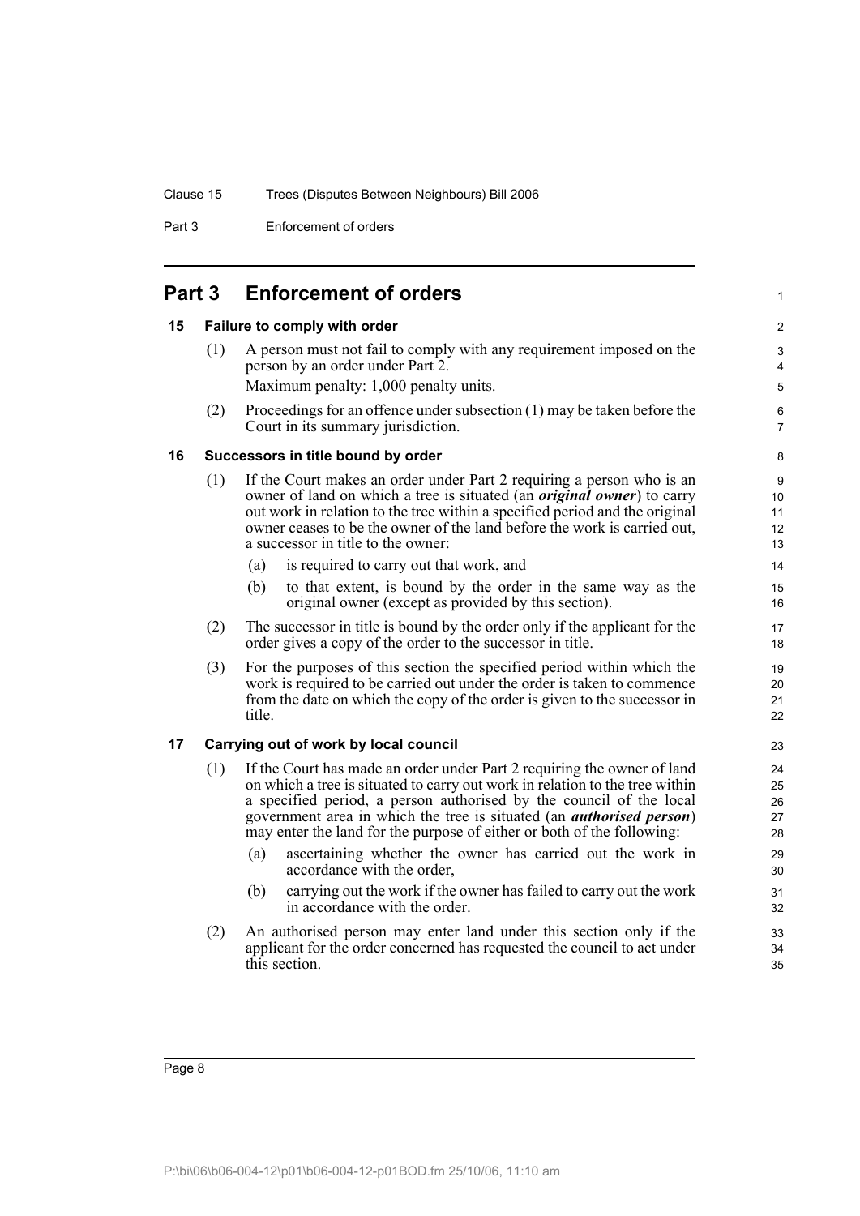# Part 3 Enforcement of orders

## 15 Failure to comply with order

(1) A person must not fail to comply with any requirement imposed on the person by an order under Part 2.

Maximum penalty: 1,000 penalty units.

(2) Proceedings for an offence under subsection (1) may be taken before the Court in its summary jurisdiction.

## 16 Successors in title bound by order

(1) If the Court makes an order under Part 2 requiring a person who is an owner of land on which a tree is situated (an ***original owner***) to carry out work in relation to the tree within a specified period and the original owner ceases to be the owner of the land before the work is carried out, a successor in title to the owner:

- (a) is required to carry out that work, and
- (b) to that extent, is bound by the order in the same way as the original owner (except as provided by this section).

(2) The successor in title is bound by the order only if the applicant for the order gives a copy of the order to the successor in title.

(3) For the purposes of this section the specified period within which the work is required to be carried out under the order is taken to commence from the date on which the copy of the order is given to the successor in title.

## 17 Carrying out of work by local council

(1) If the Court has made an order under Part 2 requiring the owner of land on which a tree is situated to carry out work in relation to the tree within a specified period, a person authorised by the council of the local government area in which the tree is situated (an ***authorised person***) may enter the land for the purpose of either or both of the following:

- (a) ascertaining whether the owner has carried out the work in accordance with the order,
- (b) carrying out the work if the owner has failed to carry out the work in accordance with the order.

(2) An authorised person may enter land under this section only if the applicant for the order concerned has requested the council to act under this section.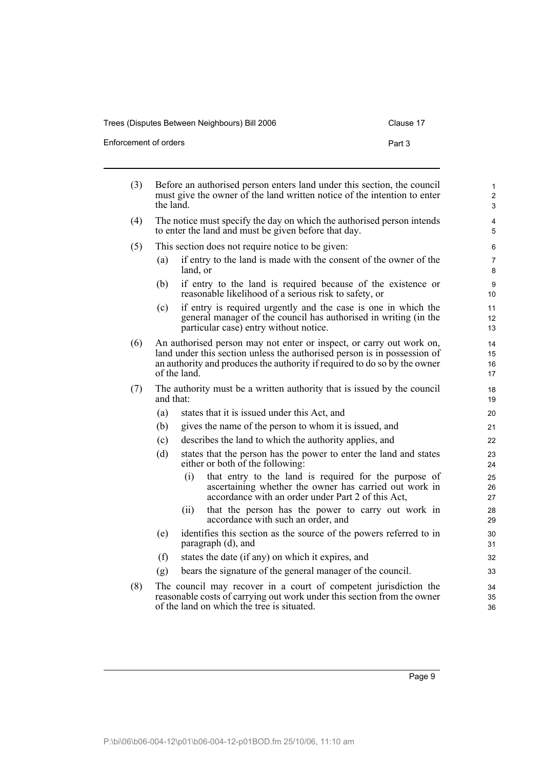(3) Before an authorised person enters land under this section, the council must give the owner of the land written notice of the intention to enter the land.

(4) The notice must specify the day on which the authorised person intends to enter the land and must be given before that day.

(5) This section does not require notice to be given:

(a) if entry to the land is made with the consent of the owner of the land, or

(b) if entry to the land is required because of the existence or reasonable likelihood of a serious risk to safety, or

(c) if entry is required urgently and the case is one in which the general manager of the council has authorised in writing (in the particular case) entry without notice.

(6) An authorised person may not enter or inspect, or carry out work on, land under this section unless the authorised person is in possession of an authority and produces the authority if required to do so by the owner of the land.

(7) The authority must be a written authority that is issued by the council and that:

(a) states that it is issued under this Act, and

(b) gives the name of the person to whom it is issued, and

(c) describes the land to which the authority applies, and

(d) states that the person has the power to enter the land and states either or both of the following:

(i) that entry to the land is required for the purpose of ascertaining whether the owner has carried out work in accordance with an order under Part 2 of this Act,

(ii) that the person has the power to carry out work in accordance with such an order, and

(e) identifies this section as the source of the powers referred to in paragraph (d), and

(f) states the date (if any) on which it expires, and

(g) bears the signature of the general manager of the council.

(8) The council may recover in a court of competent jurisdiction the reasonable costs of carrying out work under this section from the owner of the land on which the tree is situated.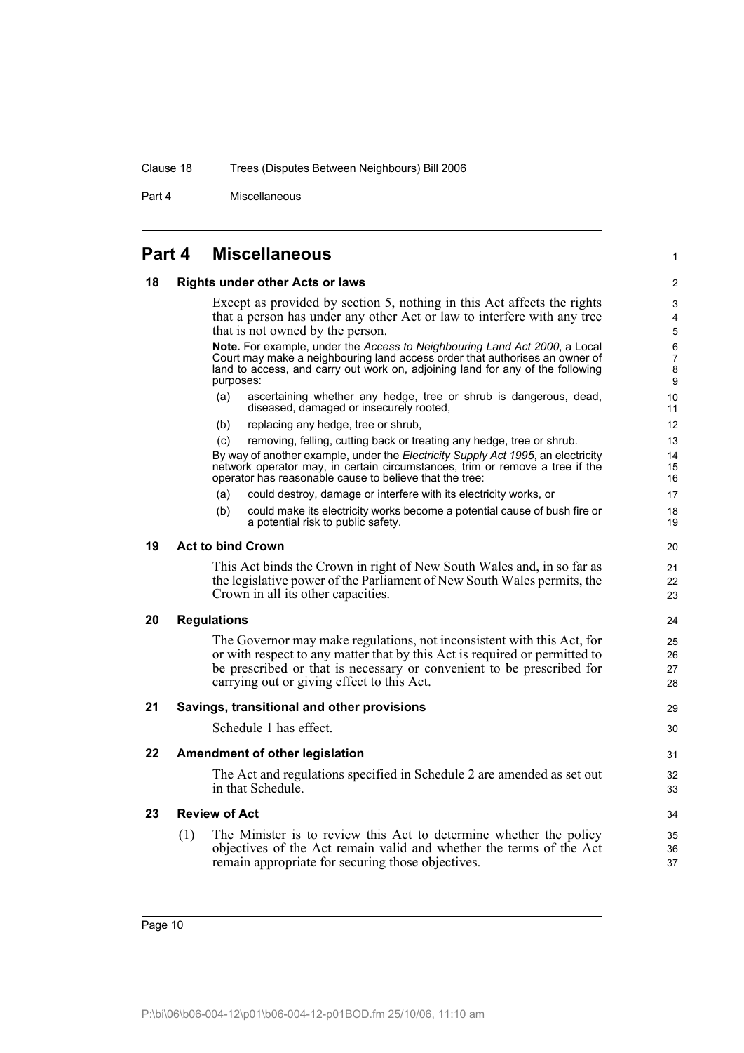## Part 4 Miscellaneous

### 18 Rights under other Acts or laws

Except as provided by section 5, nothing in this Act affects the rights that a person has under any other Act or law to interfere with any tree that is not owned by the person.

**Note.** For example, under the *Access to Neighbouring Land Act 2000*, a Local Court may make a neighbouring land access order that authorises an owner of land to access, and carry out work on, adjoining land for any of the following purposes:

(a) ascertaining whether any hedge, tree or shrub is dangerous, dead, diseased, damaged or insecurely rooted,

(b) replacing any hedge, tree or shrub,

(c) removing, felling, cutting back or treating any hedge, tree or shrub.

By way of another example, under the *Electricity Supply Act 1995*, an electricity network operator may, in certain circumstances, trim or remove a tree if the operator has reasonable cause to believe that the tree:

(a) could destroy, damage or interfere with its electricity works, or

(b) could make its electricity works become a potential cause of bush fire or a potential risk to public safety.

### 19 Act to bind Crown

This Act binds the Crown in right of New South Wales and, in so far as the legislative power of the Parliament of New South Wales permits, the Crown in all its other capacities.

### 20 Regulations

The Governor may make regulations, not inconsistent with this Act, for or with respect to any matter that by this Act is required or permitted to be prescribed or that is necessary or convenient to be prescribed for carrying out or giving effect to this Act.

### 21 Savings, transitional and other provisions

Schedule 1 has effect.

### 22 Amendment of other legislation

The Act and regulations specified in Schedule 2 are amended as set out in that Schedule.

### 23 Review of Act

(1) The Minister is to review this Act to determine whether the policy objectives of the Act remain valid and whether the terms of the Act remain appropriate for securing those objectives.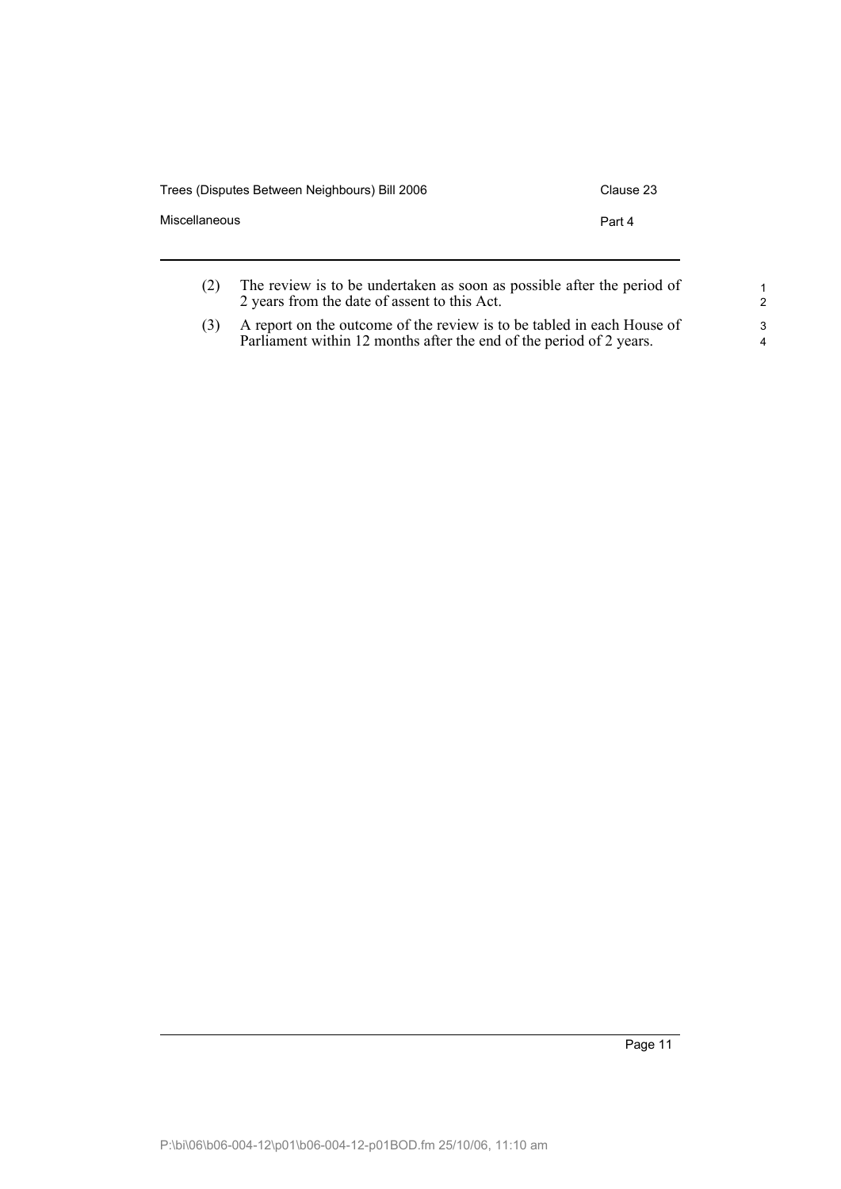(2) The review is to be undertaken as soon as possible after the period of 2 years from the date of assent to this Act.

(3) A report on the outcome of the review is to be tabled in each House of Parliament within 12 months after the end of the period of 2 years.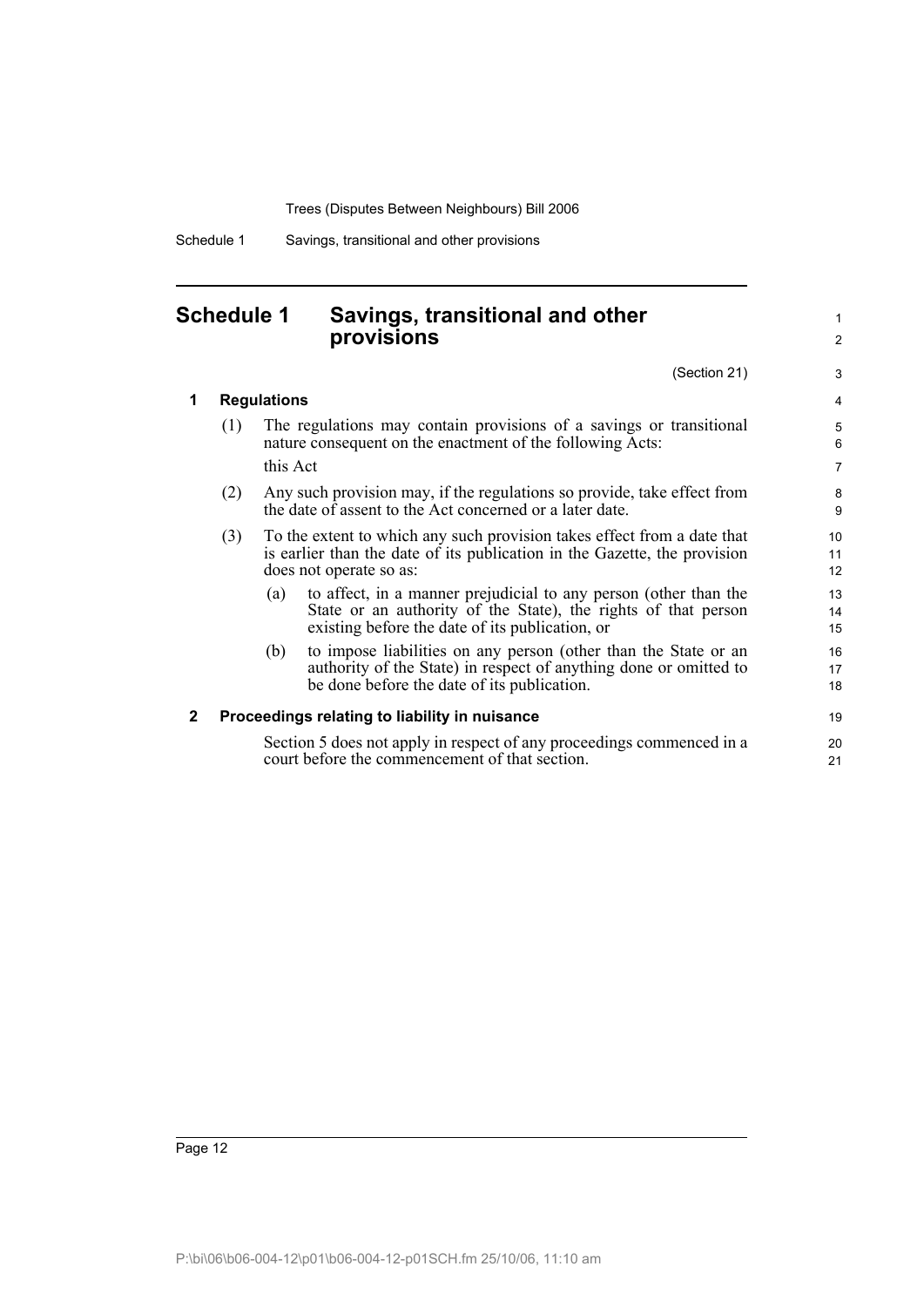# Schedule 1 Savings, transitional and other provisions

(Section 21)

## 1 Regulations

(1) The regulations may contain provisions of a savings or transitional nature consequent on the enactment of the following Acts:

this Act

(2) Any such provision may, if the regulations so provide, take effect from the date of assent to the Act concerned or a later date.

(3) To the extent to which any such provision takes effect from a date that is earlier than the date of its publication in the Gazette, the provision does not operate so as:

(a) to affect, in a manner prejudicial to any person (other than the State or an authority of the State), the rights of that person existing before the date of its publication, or

(b) to impose liabilities on any person (other than the State or an authority of the State) in respect of anything done or omitted to be done before the date of its publication.

## 2 Proceedings relating to liability in nuisance

Section 5 does not apply in respect of any proceedings commenced in a court before the commencement of that section.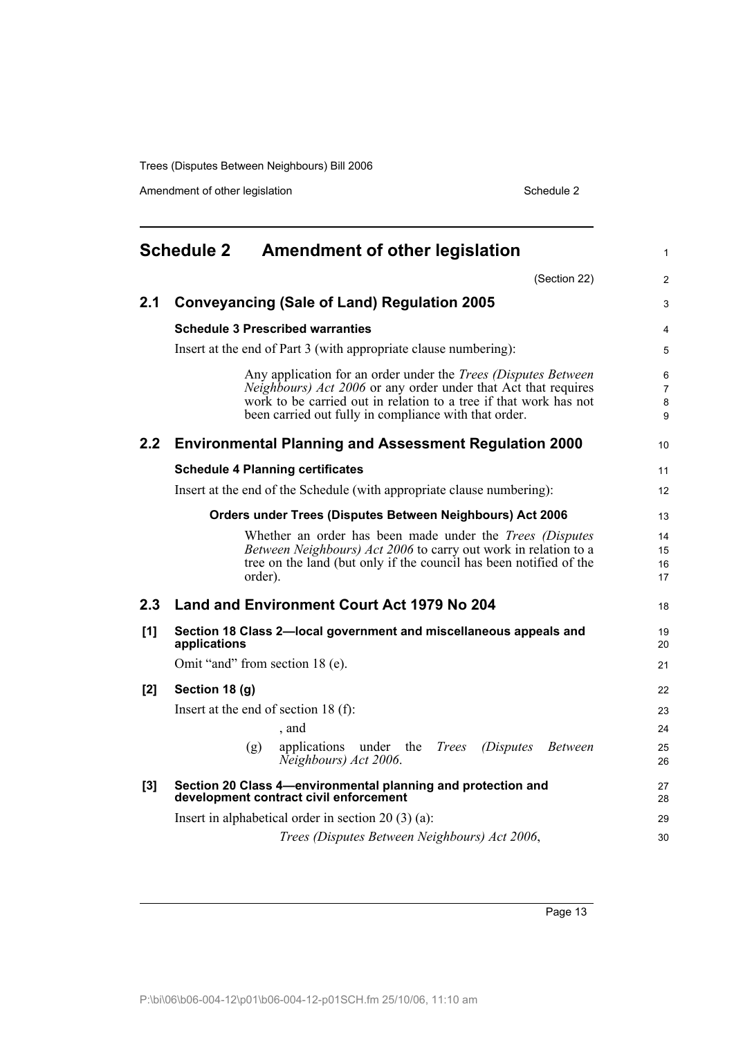# Schedule 2 Amendment of other legislation

(Section 22)

## 2.1 Conveyancing (Sale of Land) Regulation 2005

**Schedule 3 Prescribed warranties**

Insert at the end of Part 3 (with appropriate clause numbering):

> Any application for an order under the *Trees (Disputes Between Neighbours) Act 2006* or any order under that Act that requires work to be carried out in relation to a tree if that work has not been carried out fully in compliance with that order.

## 2.2 Environmental Planning and Assessment Regulation 2000

**Schedule 4 Planning certificates**

Insert at the end of the Schedule (with appropriate clause numbering):

> **Orders under Trees (Disputes Between Neighbours) Act 2006**
>
> Whether an order has been made under the *Trees (Disputes Between Neighbours) Act 2006* to carry out work in relation to a tree on the land (but only if the council has been notified of the order).

## 2.3 Land and Environment Court Act 1979 No 204

**[1] Section 18 Class 2—local government and miscellaneous appeals and applications**

Omit "and" from section 18 (e).

**[2] Section 18 (g)**

Insert at the end of section 18 (f):

> , and
>
> (g) applications under the *Trees (Disputes Between Neighbours) Act 2006*.

**[3] Section 20 Class 4—environmental planning and protection and development contract civil enforcement**

Insert in alphabetical order in section 20 (3) (a):

> *Trees (Disputes Between Neighbours) Act 2006*,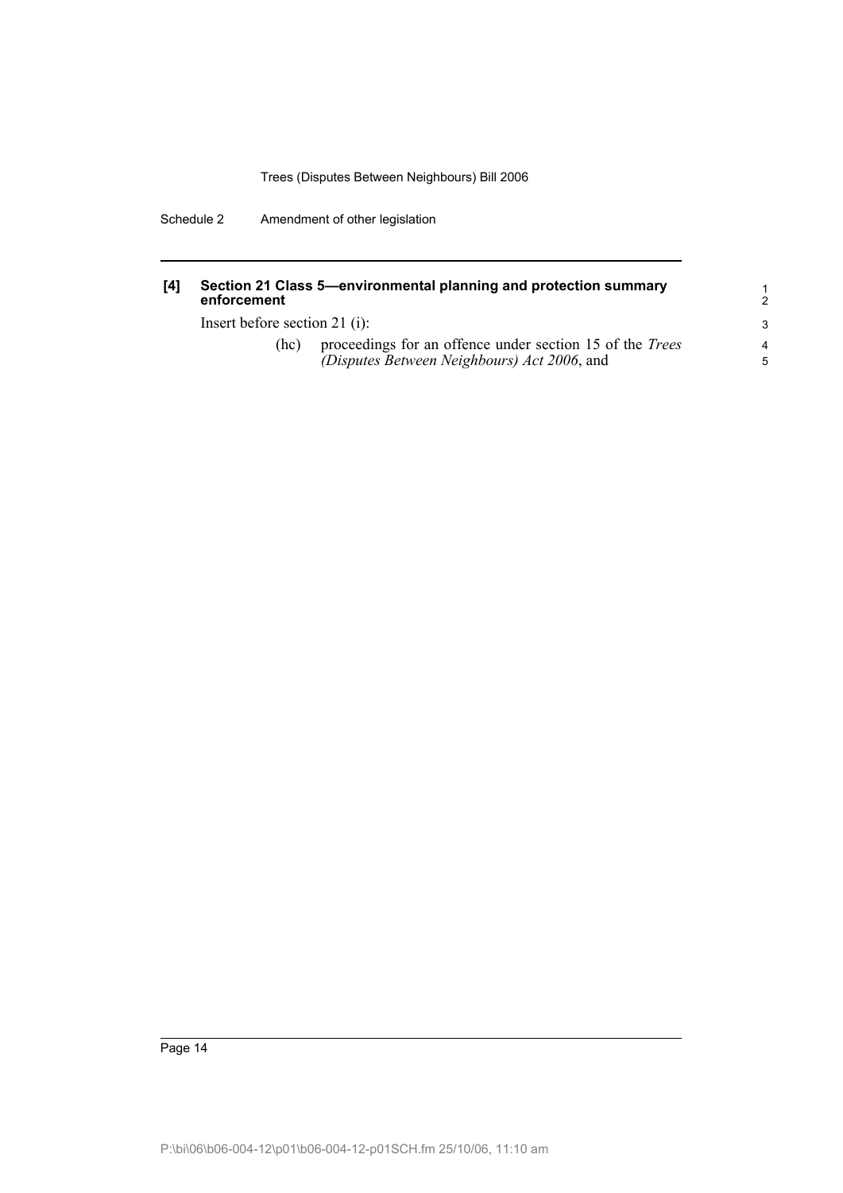**[4] Section 21 Class 5—environmental planning and protection summary enforcement**

Insert before section 21 (i):

(hc) proceedings for an offence under section 15 of the *Trees (Disputes Between Neighbours) Act 2006*, and